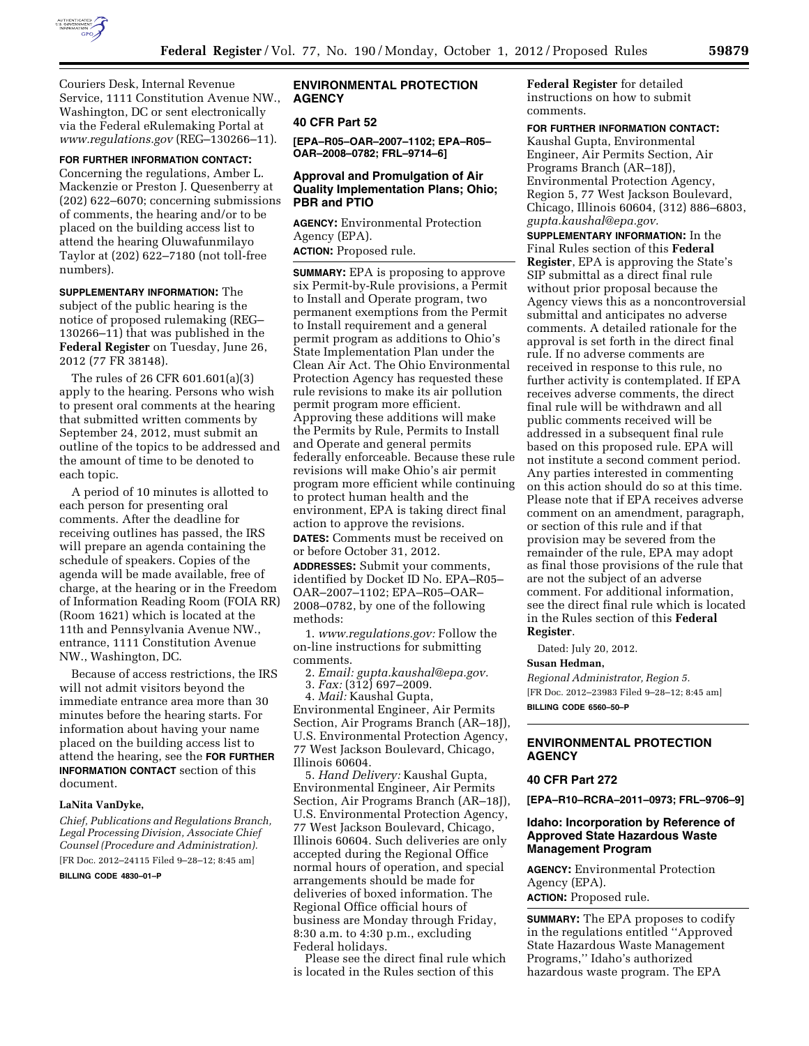Couriers Desk, Internal Revenue Service, 1111 Constitution Avenue NW., Washington, DC or sent electronically via the Federal eRulemaking Portal at *www.regulations.gov* (REG–130266–11).

**FOR FURTHER INFORMATION CONTACT:** Concerning the regulations, Amber L. Mackenzie or Preston J. Quesenberry at (202) 622–6070; concerning submissions of comments, the hearing and/or to be placed on the building access list to attend the hearing Oluwafunmilayo Taylor at (202) 622–7180 (not toll-free numbers).

**SUPPLEMENTARY INFORMATION:** The subject of the public hearing is the notice of proposed rulemaking (REG–130266–11) that was published in the **Federal Register** on Tuesday, June 26, 2012 (77 FR 38148).

The rules of 26 CFR 601.601(a)(3) apply to the hearing. Persons who wish to present oral comments at the hearing that submitted written comments by September 24, 2012, must submit an outline of the topics to be addressed and the amount of time to be denoted to each topic.

A period of 10 minutes is allotted to each person for presenting oral comments. After the deadline for receiving outlines has passed, the IRS will prepare an agenda containing the schedule of speakers. Copies of the agenda will be made available, free of charge, at the hearing or in the Freedom of Information Reading Room (FOIA RR) (Room 1621) which is located at the 11th and Pennsylvania Avenue NW., entrance, 1111 Constitution Avenue NW., Washington, DC.

Because of access restrictions, the IRS will not admit visitors beyond the immediate entrance area more than 30 minutes before the hearing starts. For information about having your name placed on the building access list to attend the hearing, see the **FOR FURTHER INFORMATION CONTACT** section of this document.

**LaNita VanDyke,**

*Chief, Publications and Regulations Branch, Legal Processing Division, Associate Chief Counsel (Procedure and Administration).*

[FR Doc. 2012–24115 Filed 9–28–12; 8:45 am]

**BILLING CODE 4830–01–P**

## ENVIRONMENTAL PROTECTION AGENCY

### 40 CFR Part 52

**[EPA–R05–OAR–2007–1102; EPA–R05–OAR–2008–0782; FRL–9714–6]**

### Approval and Promulgation of Air Quality Implementation Plans; Ohio; PBR and PTIO

**AGENCY:** Environmental Protection Agency (EPA).

**ACTION:** Proposed rule.

**SUMMARY:** EPA is proposing to approve six Permit-by-Rule provisions, a Permit to Install and Operate program, two permanent exemptions from the Permit to Install requirement and a general permit program as additions to Ohio's State Implementation Plan under the Clean Air Act. The Ohio Environmental Protection Agency has requested these rule revisions to make its air pollution permit program more efficient. Approving these additions will make the Permits by Rule, Permits to Install and Operate and general permits federally enforceable. Because these rule revisions will make Ohio's air permit program more efficient while continuing to protect human health and the environment, EPA is taking direct final action to approve the revisions.

**DATES:** Comments must be received on or before October 31, 2012.

**ADDRESSES:** Submit your comments, identified by Docket ID No. EPA–R05–OAR–2007–1102; EPA–R05–OAR–2008–0782, by one of the following methods:

1. *www.regulations.gov:* Follow the on-line instructions for submitting comments.
2. *Email: gupta.kaushal@epa.gov.*
3. *Fax:* (312) 697–2009.
4. *Mail:* Kaushal Gupta, Environmental Engineer, Air Permits Section, Air Programs Branch (AR–18J), U.S. Environmental Protection Agency, 77 West Jackson Boulevard, Chicago, Illinois 60604.
5. *Hand Delivery:* Kaushal Gupta, Environmental Engineer, Air Permits Section, Air Programs Branch (AR–18J), U.S. Environmental Protection Agency, 77 West Jackson Boulevard, Chicago, Illinois 60604. Such deliveries are only accepted during the Regional Office normal hours of operation, and special arrangements should be made for deliveries of boxed information. The Regional Office official hours of business are Monday through Friday, 8:30 a.m. to 4:30 p.m., excluding Federal holidays.

Please see the direct final rule which is located in the Rules section of this **Federal Register** for detailed instructions on how to submit comments.

**FOR FURTHER INFORMATION CONTACT:** Kaushal Gupta, Environmental Engineer, Air Permits Section, Air Programs Branch (AR–18J), Environmental Protection Agency, Region 5, 77 West Jackson Boulevard, Chicago, Illinois 60604, (312) 886–6803, *gupta.kaushal@epa.gov.*

**SUPPLEMENTARY INFORMATION:** In the Final Rules section of this **Federal Register**, EPA is approving the State's SIP submittal as a direct final rule without prior proposal because the Agency views this as a noncontroversial submittal and anticipates no adverse comments. A detailed rationale for the approval is set forth in the direct final rule. If no adverse comments are received in response to this rule, no further activity is contemplated. If EPA receives adverse comments, the direct final rule will be withdrawn and all public comments received will be addressed in a subsequent final rule based on this proposed rule. EPA will not institute a second comment period. Any parties interested in commenting on this action should do so at this time. Please note that if EPA receives adverse comment on an amendment, paragraph, or section of this rule and if that provision may be severed from the remainder of the rule, EPA may adopt as final those provisions of the rule that are not the subject of an adverse comment. For additional information, see the direct final rule which is located in the Rules section of this **Federal Register**.

Dated: July 20, 2012.

**Susan Hedman,**

*Regional Administrator, Region 5.*

[FR Doc. 2012–23983 Filed 9–28–12; 8:45 am]

**BILLING CODE 6560–50–P**

## ENVIRONMENTAL PROTECTION AGENCY

### 40 CFR Part 272

**[EPA–R10–RCRA–2011–0973; FRL–9706–9]**

### Idaho: Incorporation by Reference of Approved State Hazardous Waste Management Program

**AGENCY:** Environmental Protection Agency (EPA).

**ACTION:** Proposed rule.

**SUMMARY:** The EPA proposes to codify in the regulations entitled ''Approved State Hazardous Waste Management Programs,'' Idaho's authorized hazardous waste program. The EPA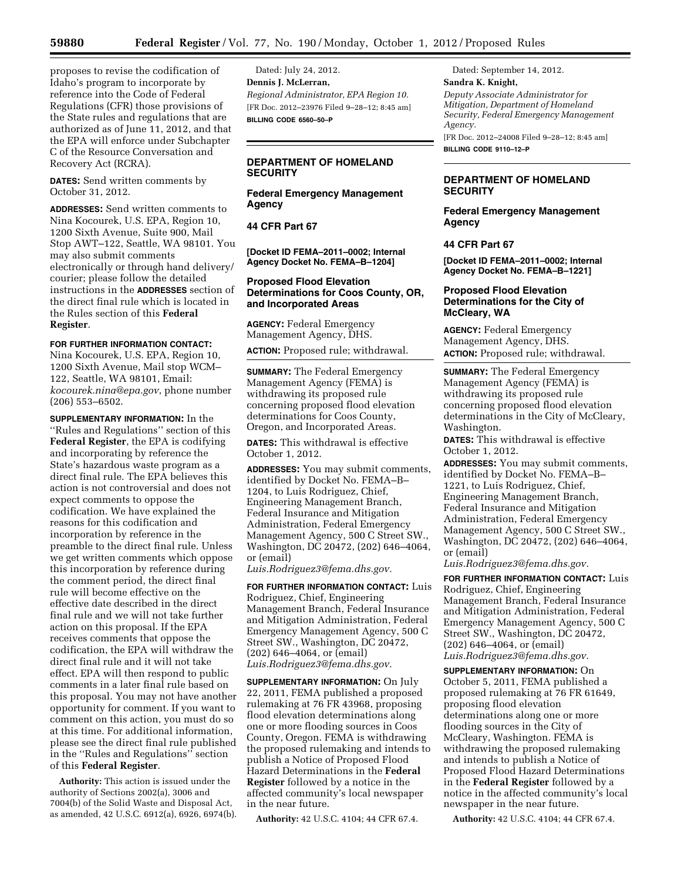proposes to revise the codification of Idaho's program to incorporate by reference into the Code of Federal Regulations (CFR) those provisions of the State rules and regulations that are authorized as of June 11, 2012, and that the EPA will enforce under Subchapter C of the Resource Conversation and Recovery Act (RCRA).

**DATES:** Send written comments by October 31, 2012.

**ADDRESSES:** Send written comments to Nina Kocourek, U.S. EPA, Region 10, 1200 Sixth Avenue, Suite 900, Mail Stop AWT–122, Seattle, WA 98101. You may also submit comments electronically or through hand delivery/courier; please follow the detailed instructions in the **ADDRESSES** section of the direct final rule which is located in the Rules section of this **Federal Register**.

**FOR FURTHER INFORMATION CONTACT:** Nina Kocourek, U.S. EPA, Region 10, 1200 Sixth Avenue, Mail stop WCM–122, Seattle, WA 98101, Email: *kocourek.nina@epa.gov*, phone number (206) 553–6502.

**SUPPLEMENTARY INFORMATION:** In the ''Rules and Regulations'' section of this **Federal Register**, the EPA is codifying and incorporating by reference the State's hazardous waste program as a direct final rule. The EPA believes this action is not controversial and does not expect comments to oppose the codification. We have explained the reasons for this codification and incorporation by reference in the preamble to the direct final rule. Unless we get written comments which oppose this incorporation by reference during the comment period, the direct final rule will become effective on the effective date described in the direct final rule and we will not take further action on this proposal. If the EPA receives comments that oppose the codification, the EPA will withdraw the direct final rule and it will not take effect. EPA will then respond to public comments in a later final rule based on this proposal. You may not have another opportunity for comment. If you want to comment on this action, you must do so at this time. For additional information, please see the direct final rule published in the ''Rules and Regulations'' section of this **Federal Register**.

**Authority:** This action is issued under the authority of Sections 2002(a), 3006 and 7004(b) of the Solid Waste and Disposal Act, as amended, 42 U.S.C. 6912(a), 6926, 6974(b).

Dated: July 24, 2012.

**Dennis J. McLerran,**

*Regional Administrator, EPA Region 10.*

[FR Doc. 2012–23976 Filed 9–28–12; 8:45 am]

**BILLING CODE 6560–50–P**

---

## DEPARTMENT OF HOMELAND SECURITY

## Federal Emergency Management Agency

## 44 CFR Part 67

**[Docket ID FEMA–2011–0002; Internal Agency Docket No. FEMA–B–1204]**

## Proposed Flood Elevation Determinations for Coos County, OR, and Incorporated Areas

**AGENCY:** Federal Emergency Management Agency, DHS.

**ACTION:** Proposed rule; withdrawal.

**SUMMARY:** The Federal Emergency Management Agency (FEMA) is withdrawing its proposed rule concerning proposed flood elevation determinations for Coos County, Oregon, and Incorporated Areas.

**DATES:** This withdrawal is effective October 1, 2012.

**ADDRESSES:** You may submit comments, identified by Docket No. FEMA–B–1204, to Luis Rodriguez, Chief, Engineering Management Branch, Federal Insurance and Mitigation Administration, Federal Emergency Management Agency, 500 C Street SW., Washington, DC 20472, (202) 646–4064, or (email) *Luis.Rodriguez3@fema.dhs.gov.*

**FOR FURTHER INFORMATION CONTACT:** Luis Rodriguez, Chief, Engineering Management Branch, Federal Insurance and Mitigation Administration, Federal Emergency Management Agency, 500 C Street SW., Washington, DC 20472, (202) 646–4064, or (email) *Luis.Rodriguez3@fema.dhs.gov.*

**SUPPLEMENTARY INFORMATION:** On July 22, 2011, FEMA published a proposed rulemaking at 76 FR 43968, proposing flood elevation determinations along one or more flooding sources in Coos County, Oregon. FEMA is withdrawing the proposed rulemaking and intends to publish a Notice of Proposed Flood Hazard Determinations in the **Federal Register** followed by a notice in the affected community's local newspaper in the near future.

**Authority:** 42 U.S.C. 4104; 44 CFR 67.4.

Dated: September 14, 2012.

**Sandra K. Knight,**

*Deputy Associate Administrator for Mitigation, Department of Homeland Security, Federal Emergency Management Agency.*

[FR Doc. 2012–24008 Filed 9–28–12; 8:45 am]

**BILLING CODE 9110–12–P**

---

## DEPARTMENT OF HOMELAND SECURITY

## Federal Emergency Management Agency

## 44 CFR Part 67

**[Docket ID FEMA–2011–0002; Internal Agency Docket No. FEMA–B–1221]**

## Proposed Flood Elevation Determinations for the City of McCleary, WA

**AGENCY:** Federal Emergency Management Agency, DHS.

**ACTION:** Proposed rule; withdrawal.

**SUMMARY:** The Federal Emergency Management Agency (FEMA) is withdrawing its proposed rule concerning proposed flood elevation determinations in the City of McCleary, Washington.

**DATES:** This withdrawal is effective October 1, 2012.

**ADDRESSES:** You may submit comments, identified by Docket No. FEMA–B–1221, to Luis Rodriguez, Chief, Engineering Management Branch, Federal Insurance and Mitigation Administration, Federal Emergency Management Agency, 500 C Street SW., Washington, DC 20472, (202) 646–4064, or (email) *Luis.Rodriguez3@fema.dhs.gov.*

**FOR FURTHER INFORMATION CONTACT:** Luis Rodriguez, Chief, Engineering Management Branch, Federal Insurance and Mitigation Administration, Federal Emergency Management Agency, 500 C Street SW., Washington, DC 20472, (202) 646–4064, or (email) *Luis.Rodriguez3@fema.dhs.gov.*

**SUPPLEMENTARY INFORMATION:** On October 5, 2011, FEMA published a proposed rulemaking at 76 FR 61649, proposing flood elevation determinations along one or more flooding sources in the City of McCleary, Washington. FEMA is withdrawing the proposed rulemaking and intends to publish a Notice of Proposed Flood Hazard Determinations in the **Federal Register** followed by a notice in the affected community's local newspaper in the near future.

**Authority:** 42 U.S.C. 4104; 44 CFR 67.4.